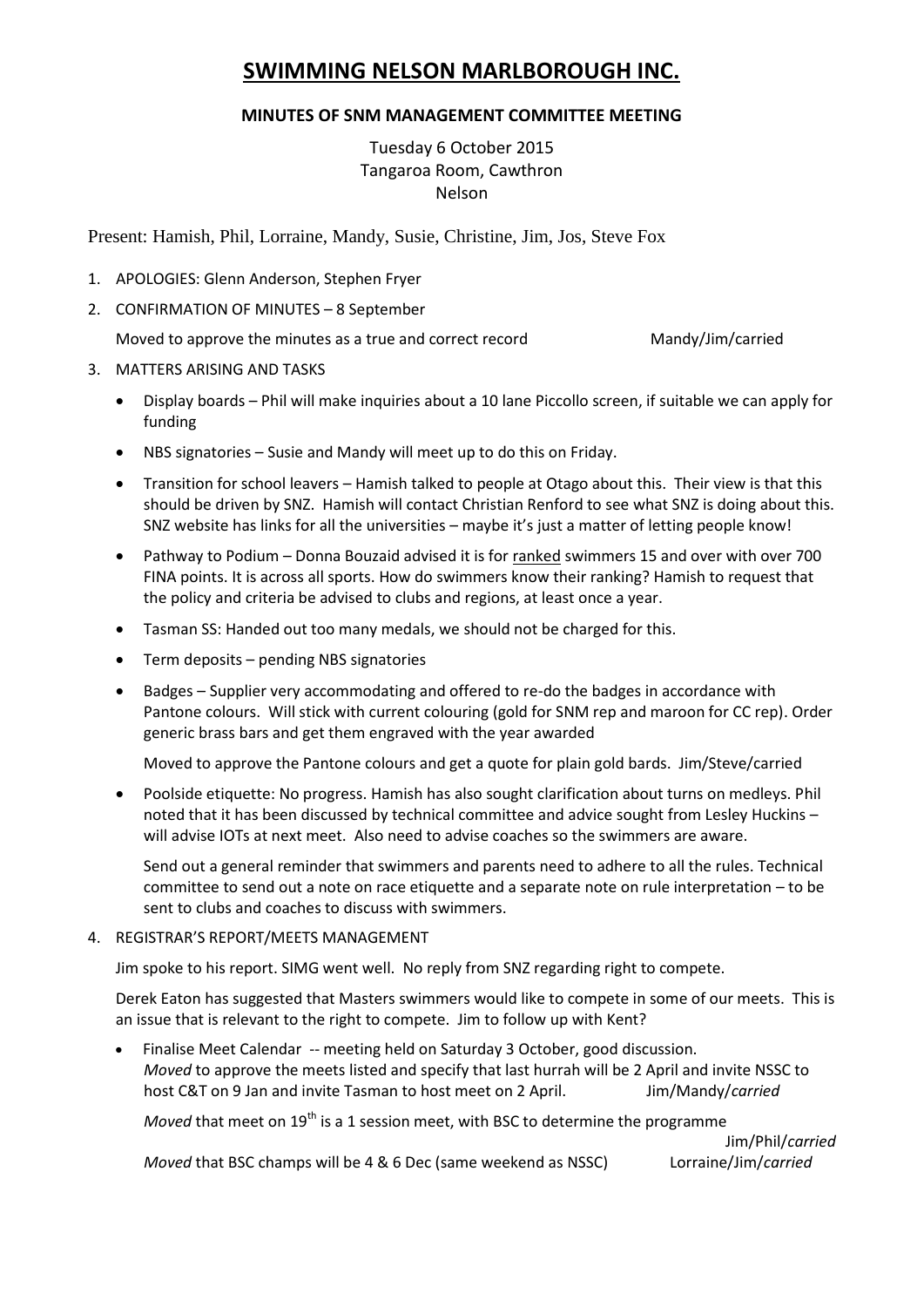# SWIMMING NELSON MARLBOROUGH INC.

**MINUTES OF SNM MANAGEMENT COMMITTEE MEETING**

Tuesday 6 October 2015
Tangaroa Room, Cawthron
Nelson

Present: Hamish, Phil, Lorraine, Mandy, Susie, Christine, Jim, Jos, Steve Fox

1. APOLOGIES: Glenn Anderson, Stephen Fryer
2. CONFIRMATION OF MINUTES – 8 September

   Moved to approve the minutes as a true and correct record Mandy/Jim/carried

3. MATTERS ARISING AND TASKS
   - Display boards – Phil will make inquiries about a 10 lane Piccollo screen, if suitable we can apply for funding
   - NBS signatories – Susie and Mandy will meet up to do this on Friday.
   - Transition for school leavers – Hamish talked to people at Otago about this. Their view is that this should be driven by SNZ. Hamish will contact Christian Renford to see what SNZ is doing about this. SNZ website has links for all the universities – maybe it's just a matter of letting people know!
   - Pathway to Podium – Donna Bouzaid advised it is for ranked swimmers 15 and over with over 700 FINA points. It is across all sports. How do swimmers know their ranking? Hamish to request that the policy and criteria be advised to clubs and regions, at least once a year.
   - Tasman SS: Handed out too many medals, we should not be charged for this.
   - Term deposits – pending NBS signatories
   - Badges – Supplier very accommodating and offered to re-do the badges in accordance with Pantone colours. Will stick with current colouring (gold for SNM rep and maroon for CC rep). Order generic brass bars and get them engraved with the year awarded

     Moved to approve the Pantone colours and get a quote for plain gold bards. Jim/Steve/carried

   - Poolside etiquette: No progress. Hamish has also sought clarification about turns on medleys. Phil noted that it has been discussed by technical committee and advice sought from Lesley Huckins – will advise IOTs at next meet. Also need to advise coaches so the swimmers are aware.

     Send out a general reminder that swimmers and parents need to adhere to all the rules. Technical committee to send out a note on race etiquette and a separate note on rule interpretation – to be sent to clubs and coaches to discuss with swimmers.

4. REGISTRAR'S REPORT/MEETS MANAGEMENT

   Jim spoke to his report. SIMG went well. No reply from SNZ regarding right to compete.

   Derek Eaton has suggested that Masters swimmers would like to compete in some of our meets. This is an issue that is relevant to the right to compete. Jim to follow up with Kent?

   - Finalise Meet Calendar -- meeting held on Saturday 3 October, good discussion.
     *Moved* to approve the meets listed and specify that last hurrah will be 2 April and invite NSSC to host C&T on 9 Jan and invite Tasman to host meet on 2 April. Jim/Mandy/*carried*

     *Moved* that meet on 19th is a 1 session meet, with BSC to determine the programme Jim/Phil/*carried*

     *Moved* that BSC champs will be 4 & 6 Dec (same weekend as NSSC) Lorraine/Jim/*carried*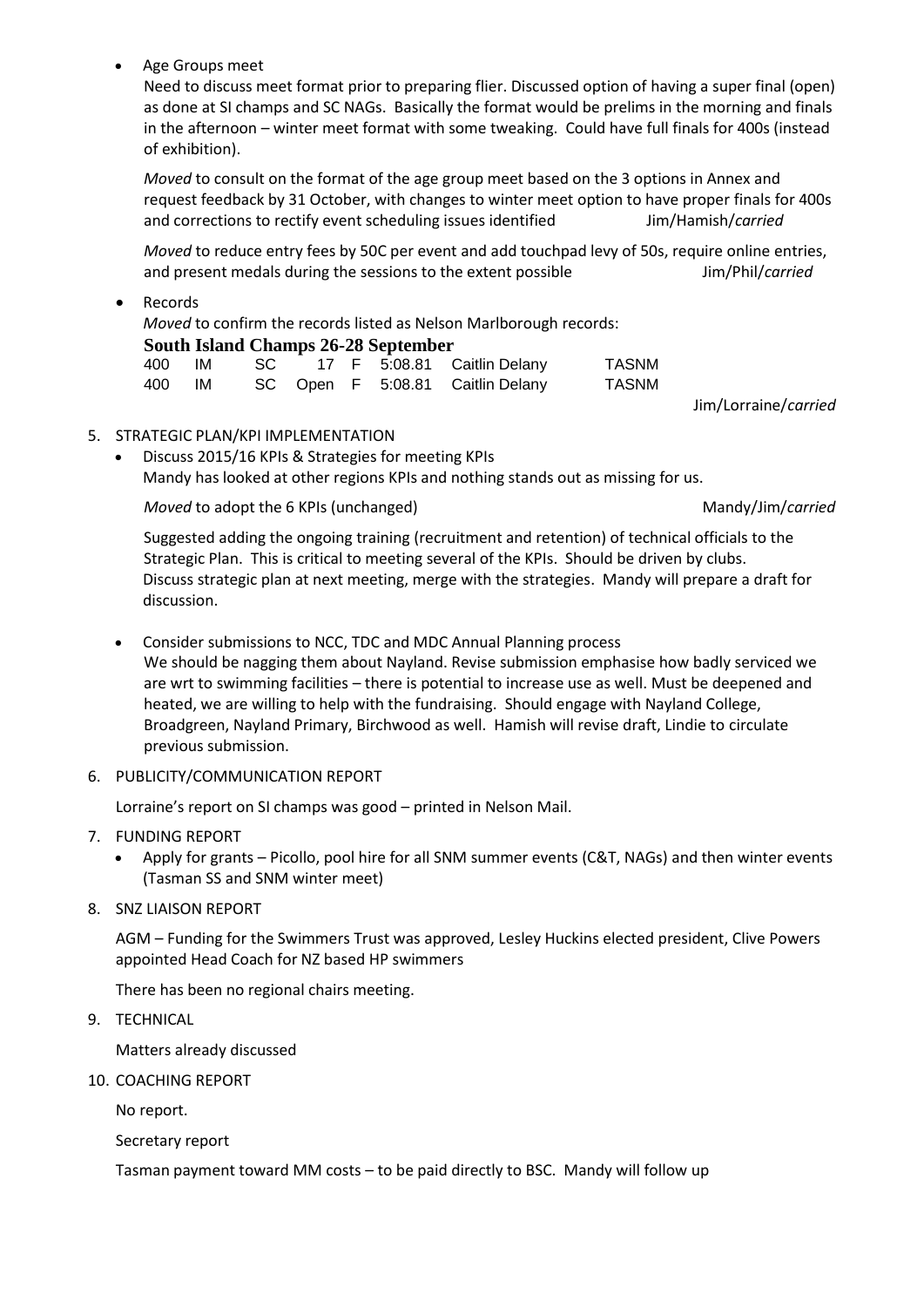- Age Groups meet

  Need to discuss meet format prior to preparing flier. Discussed option of having a super final (open) as done at SI champs and SC NAGs. Basically the format would be prelims in the morning and finals in the afternoon – winter meet format with some tweaking. Could have full finals for 400s (instead of exhibition).

  *Moved* to consult on the format of the age group meet based on the 3 options in Annex and request feedback by 31 October, with changes to winter meet option to have proper finals for 400s and corrections to rectify event scheduling issues identified Jim/Hamish/*carried*

  *Moved* to reduce entry fees by 50C per event and add touchpad levy of 50s, require online entries, and present medals during the sessions to the extent possible Jim/Phil/*carried*

- Records

  *Moved* to confirm the records listed as Nelson Marlborough records:

  **South Island Champs 26-28 September**

| | | | | | | | |
|---|---|---|---|---|---|---|---|
| 400 | IM | SC | 17 | F | 5:08.81 | Caitlin Delany | TASNM |
| 400 | IM | SC | Open | F | 5:08.81 | Caitlin Delany | TASNM |

  Jim/Lorraine/*carried*

5. STRATEGIC PLAN/KPI IMPLEMENTATION
   - Discuss 2015/16 KPIs & Strategies for meeting KPIs

     Mandy has looked at other regions KPIs and nothing stands out as missing for us.

     *Moved* to adopt the 6 KPIs (unchanged) Mandy/Jim/*carried*

     Suggested adding the ongoing training (recruitment and retention) of technical officials to the Strategic Plan. This is critical to meeting several of the KPIs. Should be driven by clubs. Discuss strategic plan at next meeting, merge with the strategies. Mandy will prepare a draft for discussion.

   - Consider submissions to NCC, TDC and MDC Annual Planning process

     We should be nagging them about Nayland. Revise submission emphasise how badly serviced we are wrt to swimming facilities – there is potential to increase use as well. Must be deepened and heated, we are willing to help with the fundraising. Should engage with Nayland College, Broadgreen, Nayland Primary, Birchwood as well. Hamish will revise draft, Lindie to circulate previous submission.

6. PUBLICITY/COMMUNICATION REPORT

   Lorraine's report on SI champs was good – printed in Nelson Mail.

7. FUNDING REPORT
   - Apply for grants – Picollo, pool hire for all SNM summer events (C&T, NAGs) and then winter events (Tasman SS and SNM winter meet)

8. SNZ LIAISON REPORT

   AGM – Funding for the Swimmers Trust was approved, Lesley Huckins elected president, Clive Powers appointed Head Coach for NZ based HP swimmers

   There has been no regional chairs meeting.

9. TECHNICAL

   Matters already discussed

10. COACHING REPORT

    No report.

    Secretary report

    Tasman payment toward MM costs – to be paid directly to BSC. Mandy will follow up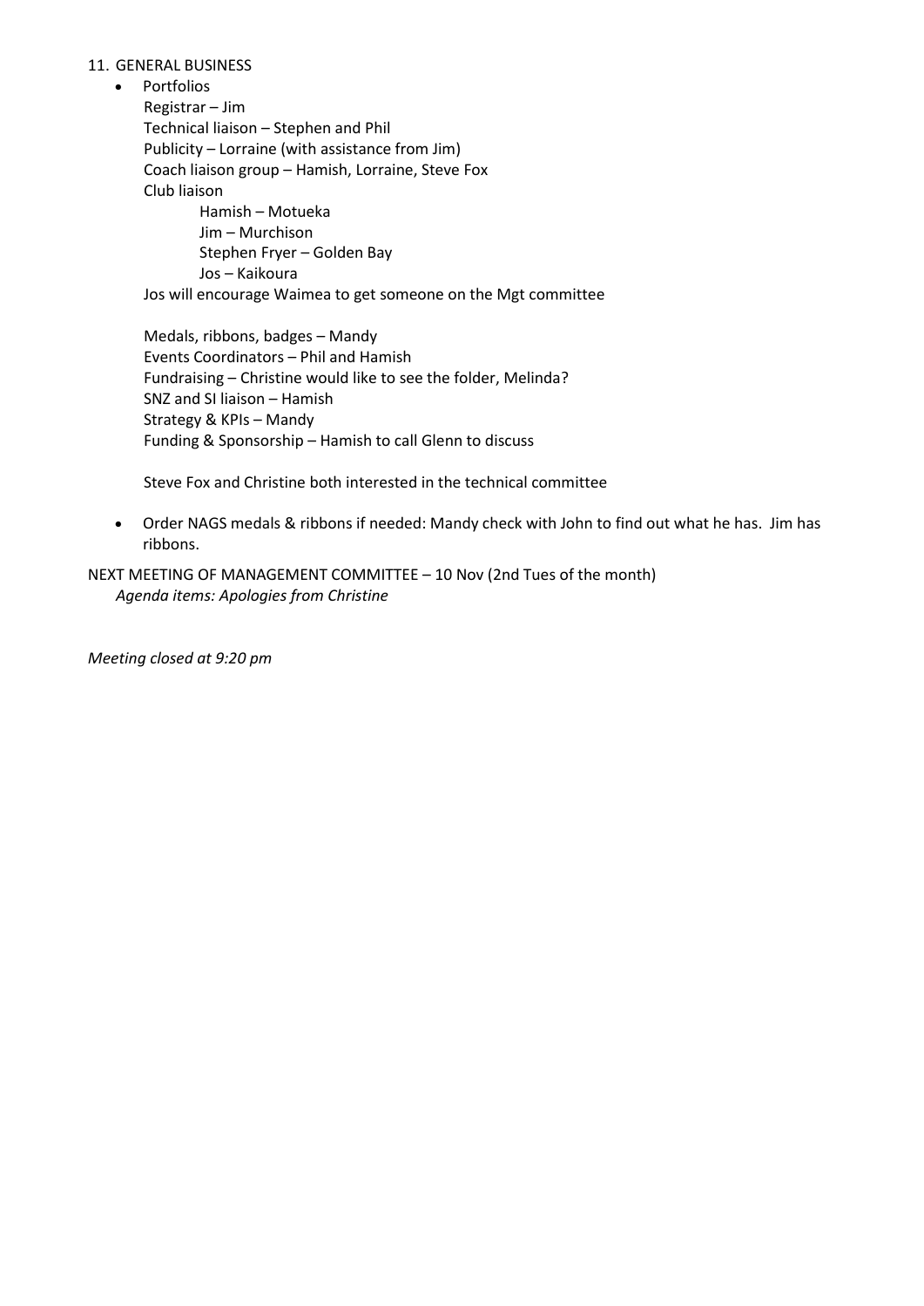11. GENERAL BUSINESS

- Portfolios
  - Registrar – Jim
  - Technical liaison – Stephen and Phil
  - Publicity – Lorraine (with assistance from Jim)
  - Coach liaison group – Hamish, Lorraine, Steve Fox
  - Club liaison
    - Hamish – Motueka
    - Jim – Murchison
    - Stephen Fryer – Golden Bay
    - Jos – Kaikoura
  - Jos will encourage Waimea to get someone on the Mgt committee

  - Medals, ribbons, badges – Mandy
  - Events Coordinators – Phil and Hamish
  - Fundraising – Christine would like to see the folder, Melinda?
  - SNZ and SI liaison – Hamish
  - Strategy & KPIs – Mandy
  - Funding & Sponsorship – Hamish to call Glenn to discuss

  Steve Fox and Christine both interested in the technical committee

- Order NAGS medals & ribbons if needed: Mandy check with John to find out what he has. Jim has ribbons.

NEXT MEETING OF MANAGEMENT COMMITTEE – 10 Nov (2nd Tues of the month)

*Agenda items: Apologies from Christine*

*Meeting closed at 9:20 pm*